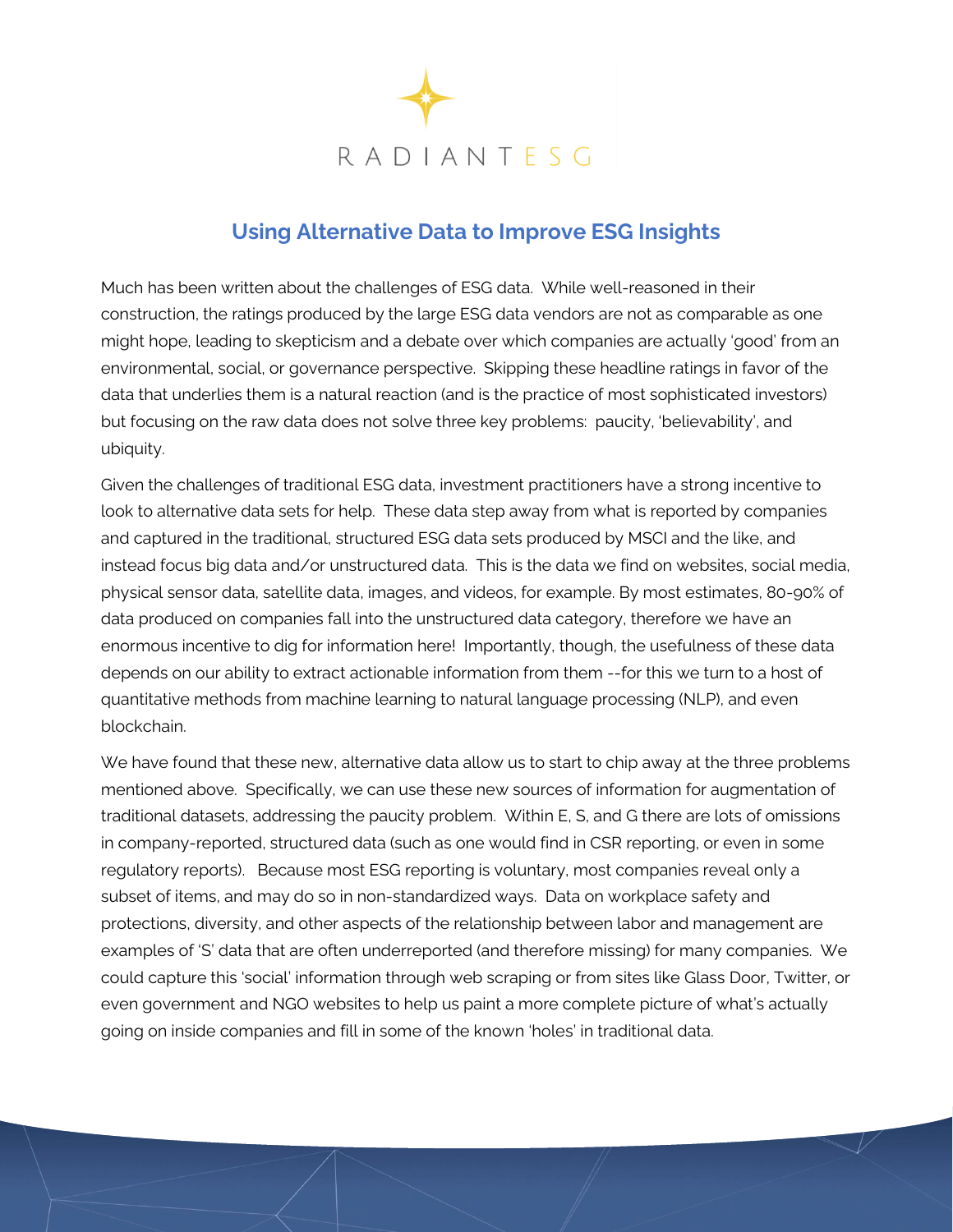RADIANT ESG

## Using Alternative Data to Improve ESG Insights

Much has been written about the challenges of ESG data. While well-reasoned in their construction, the ratings produced by the large ESG data vendors are not as comparable as one might hope, leading to skepticism and a debate over which companies are actually 'good' from an environmental, social, or governance perspective. Skipping these headline ratings in favor of the data that underlies them is a natural reaction (and is the practice of most sophisticated investors) but focusing on the raw data does not solve three key problems: paucity, 'believability', and ubiquity.

Given the challenges of traditional ESG data, investment practitioners have a strong incentive to look to alternative data sets for help. These data step away from what is reported by companies and captured in the traditional, structured ESG data sets produced by MSCI and the like, and instead focus big data and/or unstructured data. This is the data we find on websites, social media, physical sensor data, satellite data, images, and videos, for example. By most estimates, 80-90% of data produced on companies fall into the unstructured data category, therefore we have an enormous incentive to dig for information here! Importantly, though, the usefulness of these data depends on our ability to extract actionable information from them --for this we turn to a host of quantitative methods from machine learning to natural language processing (NLP), and even blockchain.

We have found that these new, alternative data allow us to start to chip away at the three problems mentioned above. Specifically, we can use these new sources of information for augmentation of traditional datasets, addressing the paucity problem. Within E, S, and G there are lots of omissions in company-reported, structured data (such as one would find in CSR reporting, or even in some regulatory reports). Because most ESG reporting is voluntary, most companies reveal only a subset of items, and may do so in non-standardized ways. Data on workplace safety and protections, diversity, and other aspects of the relationship between labor and management are examples of 'S' data that are often underreported (and therefore missing) for many companies. We could capture this 'social' information through web scraping or from sites like Glass Door, Twitter, or even government and NGO websites to help us paint a more complete picture of what's actually going on inside companies and fill in some of the known 'holes' in traditional data.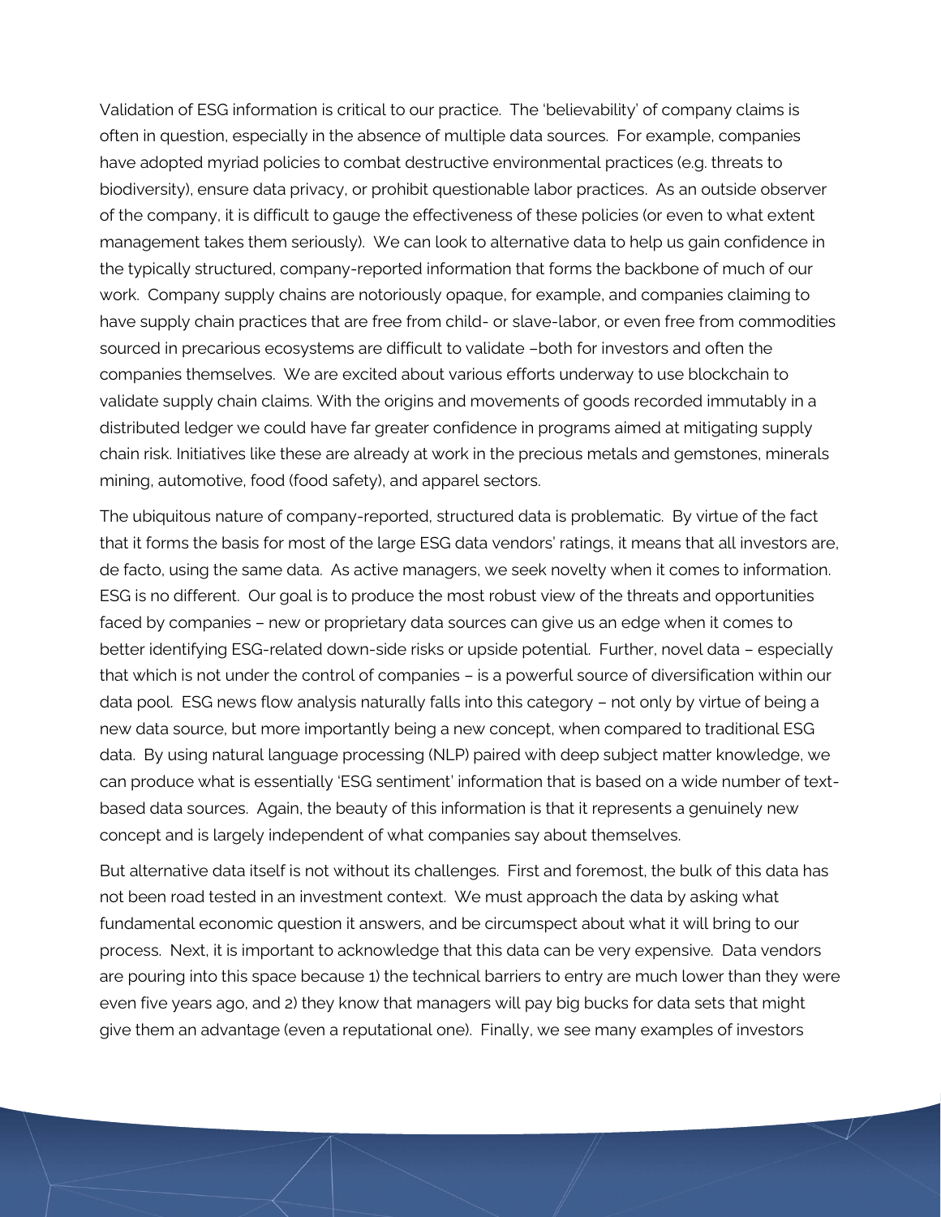Validation of ESG information is critical to our practice. The 'believability' of company claims is often in question, especially in the absence of multiple data sources. For example, companies have adopted myriad policies to combat destructive environmental practices (e.g. threats to biodiversity), ensure data privacy, or prohibit questionable labor practices. As an outside observer of the company, it is difficult to gauge the effectiveness of these policies (or even to what extent management takes them seriously). We can look to alternative data to help us gain confidence in the typically structured, company-reported information that forms the backbone of much of our work. Company supply chains are notoriously opaque, for example, and companies claiming to have supply chain practices that are free from child- or slave-labor, or even free from commodities sourced in precarious ecosystems are difficult to validate –both for investors and often the companies themselves. We are excited about various efforts underway to use blockchain to validate supply chain claims. With the origins and movements of goods recorded immutably in a distributed ledger we could have far greater confidence in programs aimed at mitigating supply chain risk. Initiatives like these are already at work in the precious metals and gemstones, minerals mining, automotive, food (food safety), and apparel sectors.

The ubiquitous nature of company-reported, structured data is problematic. By virtue of the fact that it forms the basis for most of the large ESG data vendors' ratings, it means that all investors are, de facto, using the same data. As active managers, we seek novelty when it comes to information. ESG is no different. Our goal is to produce the most robust view of the threats and opportunities faced by companies – new or proprietary data sources can give us an edge when it comes to better identifying ESG-related down-side risks or upside potential. Further, novel data – especially that which is not under the control of companies – is a powerful source of diversification within our data pool. ESG news flow analysis naturally falls into this category – not only by virtue of being a new data source, but more importantly being a new concept, when compared to traditional ESG data. By using natural language processing (NLP) paired with deep subject matter knowledge, we can produce what is essentially 'ESG sentiment' information that is based on a wide number of text-based data sources. Again, the beauty of this information is that it represents a genuinely new concept and is largely independent of what companies say about themselves.

But alternative data itself is not without its challenges. First and foremost, the bulk of this data has not been road tested in an investment context. We must approach the data by asking what fundamental economic question it answers, and be circumspect about what it will bring to our process. Next, it is important to acknowledge that this data can be very expensive. Data vendors are pouring into this space because 1) the technical barriers to entry are much lower than they were even five years ago, and 2) they know that managers will pay big bucks for data sets that might give them an advantage (even a reputational one). Finally, we see many examples of investors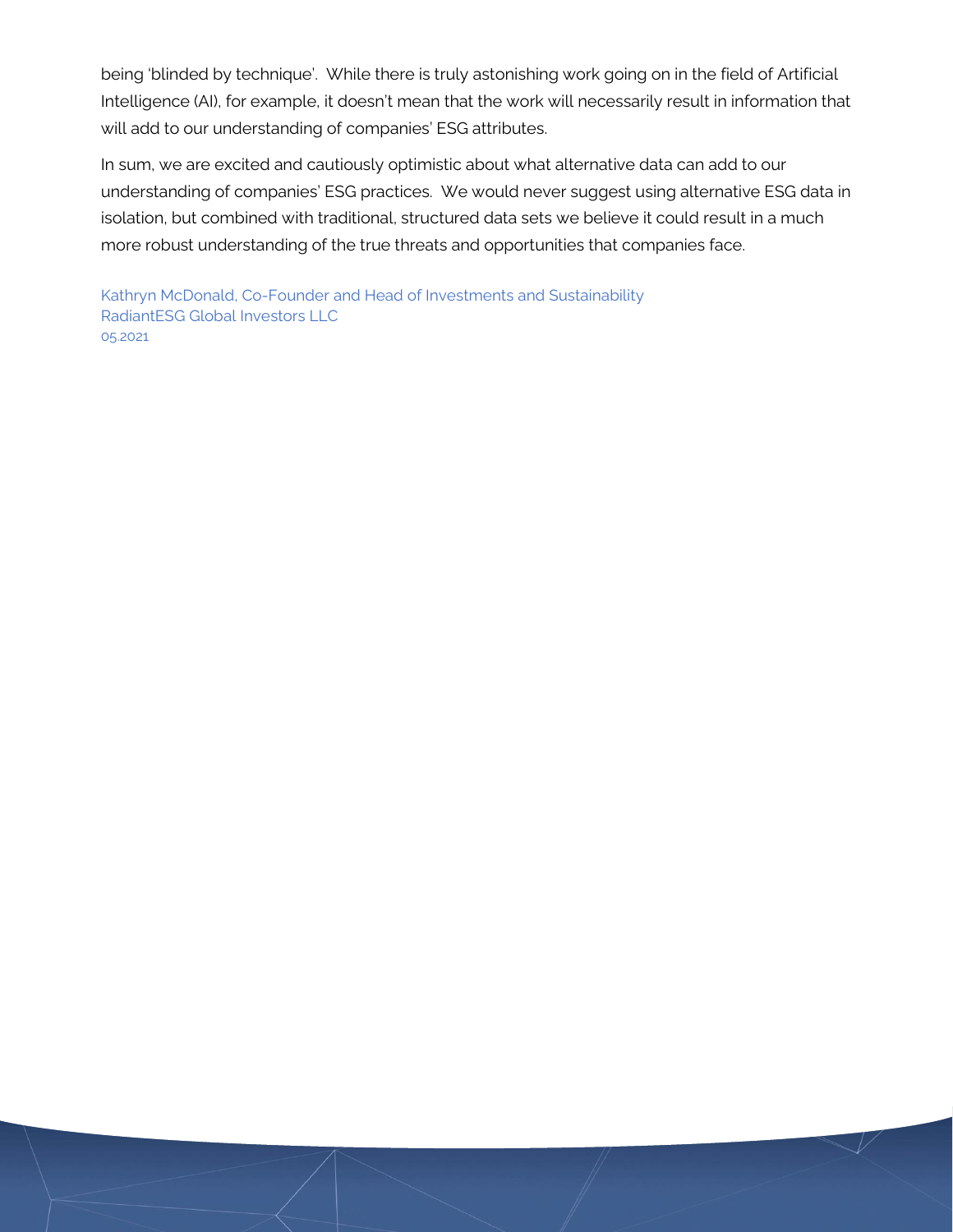being 'blinded by technique'. While there is truly astonishing work going on in the field of Artificial Intelligence (AI), for example, it doesn't mean that the work will necessarily result in information that will add to our understanding of companies' ESG attributes.

In sum, we are excited and cautiously optimistic about what alternative data can add to our understanding of companies' ESG practices. We would never suggest using alternative ESG data in isolation, but combined with traditional, structured data sets we believe it could result in a much more robust understanding of the true threats and opportunities that companies face.

Kathryn McDonald, Co-Founder and Head of Investments and Sustainability
RadiantESG Global Investors LLC
05.2021